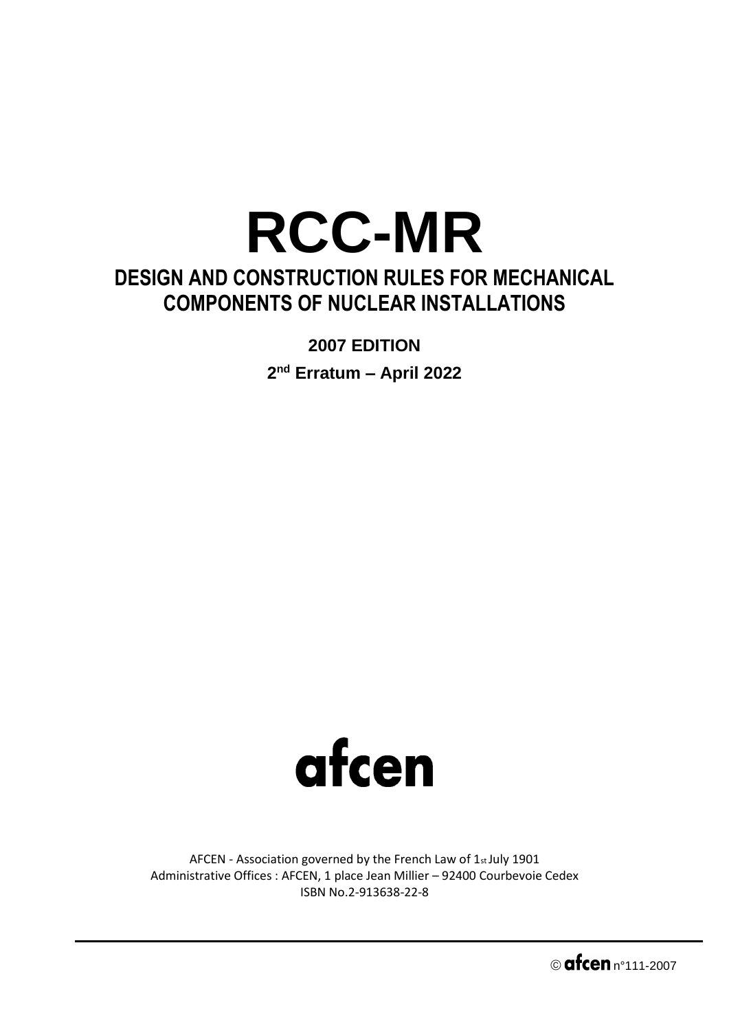# RCC-MR

## DESIGN AND CONSTRUCTION RULES FOR MECHANICAL COMPONENTS OF NUCLEAR INSTALLATIONS

**2007 EDITION**

**2nd Erratum – April 2022**

afcen

AFCEN - Association governed by the French Law of 1st July 1901
Administrative Offices : AFCEN, 1 place Jean Millier – 92400 Courbevoie Cedex
ISBN No.2-913638-22-8

© afcen n°111-2007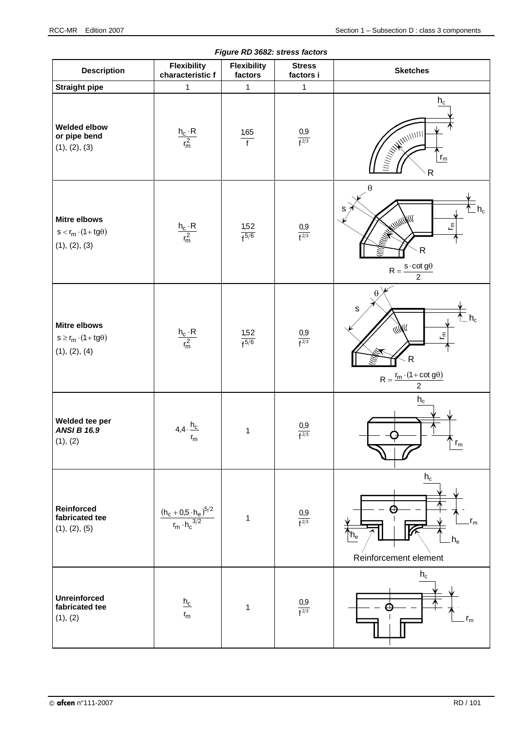*Figure RD 3682: stress factors*

| Description | Flexibility characteristic f | Flexibility factors | Stress factors i | Sketches |
|---|---|---|---|---|
| **Straight pipe** | 1 | 1 | 1 | |
| **Welded elbow or pipe bend** (1), (2), (3) | $\frac{h_c \cdot R}{r_m^2}$ | $\frac{1{,}65}{f}$ | $\frac{0{,}9}{f^{2/3}}$ | $h_c$, $r_m$, R |
| **Mitre elbows** $s < r_m \cdot (1 + tg\theta)$ (1), (2), (3) | $\frac{h_c \cdot R}{r_m^2}$ | $\frac{1{,}52}{f^{5/6}}$ | $\frac{0{,}9}{f^{2/3}}$ | θ, s, $h_c$, $r_m$, R; $R = \frac{s \cdot \cot g\theta}{2}$ |
| **Mitre elbows** $s \geq r_m \cdot (1 + tg\theta)$ (1), (2), (4) | $\frac{h_c \cdot R}{r_m^2}$ | $\frac{1{,}52}{f^{5/6}}$ | $\frac{0{,}9}{f^{2/3}}$ | θ, s, $h_c$, $r_m$, R; $R = \frac{r_m \cdot (1 + \cot g\theta)}{2}$ |
| **Welded tee per *ANSI B 16.9*** (1), (2) | $4{,}4 \cdot \frac{h_c}{r_m}$ | 1 | $\frac{0{,}9}{f^{2/3}}$ | $h_c$, $r_m$ |
| **Reinforced fabricated tee** (1), (2), (5) | $\frac{(h_c + 0{,}5 \cdot h_e)^{5/2}}{r_m \cdot {h_c}^{3/2}}$ | 1 | $\frac{0{,}9}{f^{2/3}}$ | $h_c$, $r_m$, $h_e$, $h_e$; Reinforcement element |
| **Unreinforced fabricated tee** (1), (2) | $\frac{h_c}{r_m}$ | 1 | $\frac{0{,}9}{f^{2/3}}$ | $h_c$, $r_m$ |